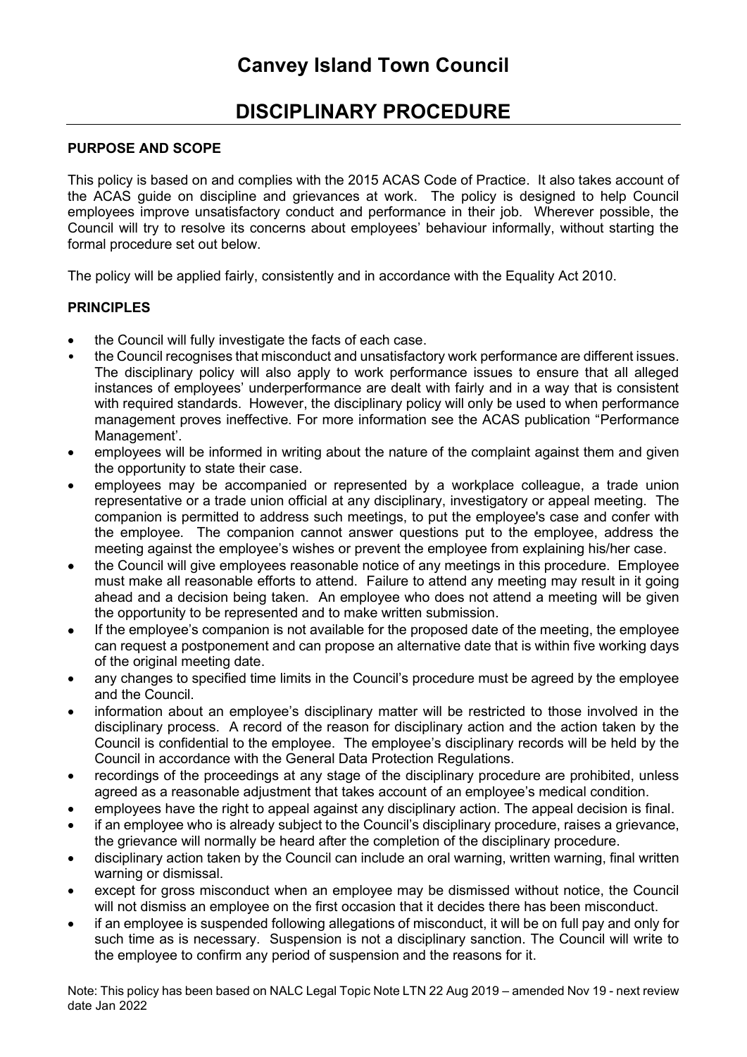# Canvey Island Town Council

# DISCIPLINARY PROCEDURE

## PURPOSE AND SCOPE

This policy is based on and complies with the 2015 ACAS Code of Practice. It also takes account of the ACAS guide on discipline and grievances at work. The policy is designed to help Council employees improve unsatisfactory conduct and performance in their job. Wherever possible, the Council will try to resolve its concerns about employees' behaviour informally, without starting the formal procedure set out below.

The policy will be applied fairly, consistently and in accordance with the Equality Act 2010.

## PRINCIPLES

- the Council will fully investigate the facts of each case.
- the Council recognises that misconduct and unsatisfactory work performance are different issues. The disciplinary policy will also apply to work performance issues to ensure that all alleged instances of employees' underperformance are dealt with fairly and in a way that is consistent with required standards. However, the disciplinary policy will only be used to when performance management proves ineffective. For more information see the ACAS publication "Performance Management'.
- employees will be informed in writing about the nature of the complaint against them and given the opportunity to state their case.
- employees may be accompanied or represented by a workplace colleague, a trade union representative or a trade union official at any disciplinary, investigatory or appeal meeting. The companion is permitted to address such meetings, to put the employee's case and confer with the employee. The companion cannot answer questions put to the employee, address the meeting against the employee's wishes or prevent the employee from explaining his/her case.
- the Council will give employees reasonable notice of any meetings in this procedure. Employee must make all reasonable efforts to attend. Failure to attend any meeting may result in it going ahead and a decision being taken. An employee who does not attend a meeting will be given the opportunity to be represented and to make written submission.
- If the employee's companion is not available for the proposed date of the meeting, the employee can request a postponement and can propose an alternative date that is within five working days of the original meeting date.
- any changes to specified time limits in the Council's procedure must be agreed by the employee and the Council.
- information about an employee's disciplinary matter will be restricted to those involved in the disciplinary process. A record of the reason for disciplinary action and the action taken by the Council is confidential to the employee. The employee's disciplinary records will be held by the Council in accordance with the General Data Protection Regulations.
- recordings of the proceedings at any stage of the disciplinary procedure are prohibited, unless agreed as a reasonable adjustment that takes account of an employee's medical condition.
- employees have the right to appeal against any disciplinary action. The appeal decision is final.
- if an employee who is already subject to the Council's disciplinary procedure, raises a grievance, the grievance will normally be heard after the completion of the disciplinary procedure.
- disciplinary action taken by the Council can include an oral warning, written warning, final written warning or dismissal.
- except for gross misconduct when an employee may be dismissed without notice, the Council will not dismiss an employee on the first occasion that it decides there has been misconduct.
- if an employee is suspended following allegations of misconduct, it will be on full pay and only for such time as is necessary. Suspension is not a disciplinary sanction. The Council will write to the employee to confirm any period of suspension and the reasons for it.

Note: This policy has been based on NALC Legal Topic Note LTN 22 Aug 2019 – amended Nov 19 - next review date Jan 2022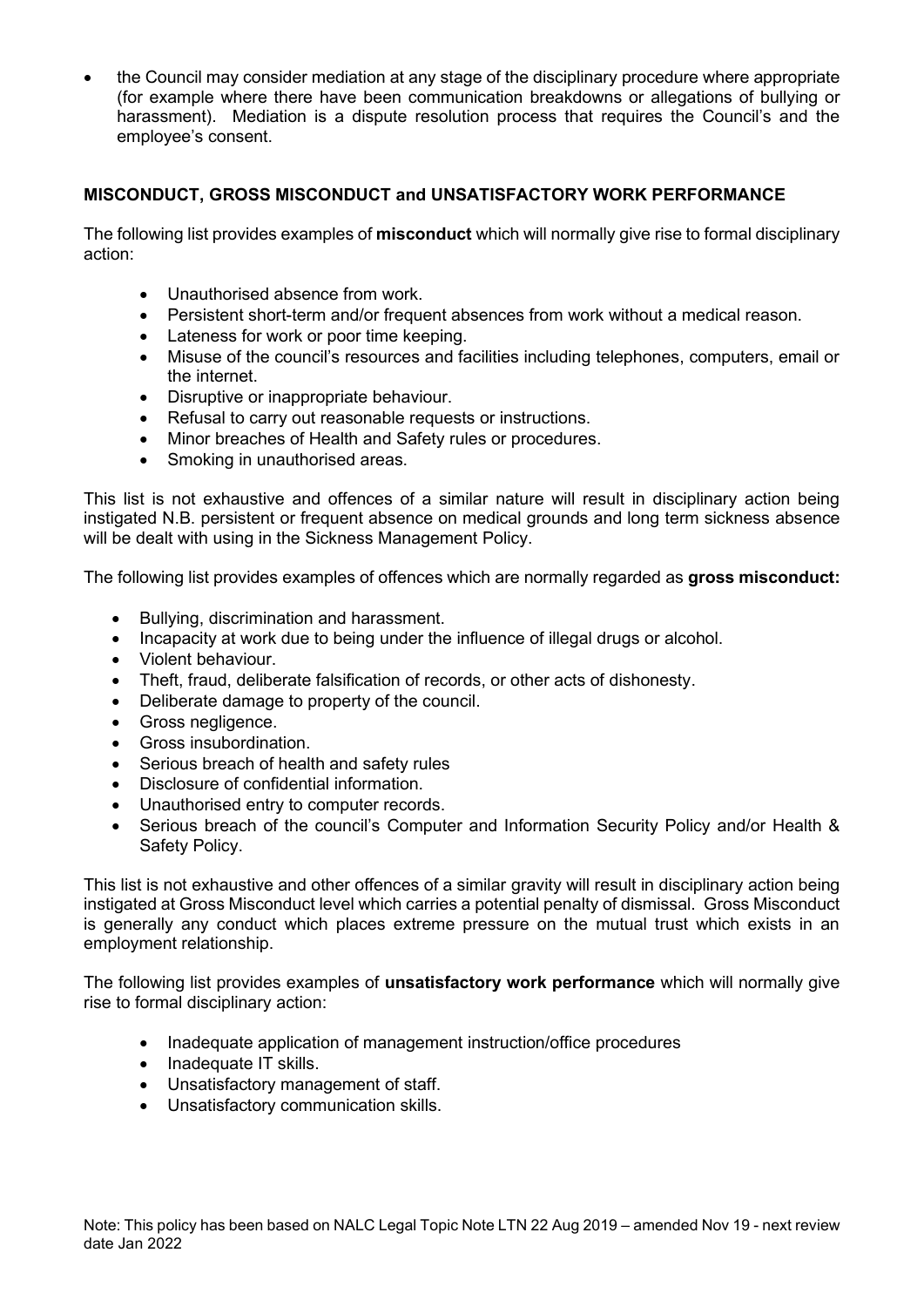- the Council may consider mediation at any stage of the disciplinary procedure where appropriate (for example where there have been communication breakdowns or allegations of bullying or harassment). Mediation is a dispute resolution process that requires the Council's and the employee's consent.

## MISCONDUCT, GROSS MISCONDUCT and UNSATISFACTORY WORK PERFORMANCE

The following list provides examples of **misconduct** which will normally give rise to formal disciplinary action:

- Unauthorised absence from work.
- Persistent short-term and/or frequent absences from work without a medical reason.
- Lateness for work or poor time keeping.
- Misuse of the council's resources and facilities including telephones, computers, email or the internet.
- Disruptive or inappropriate behaviour.
- Refusal to carry out reasonable requests or instructions.
- Minor breaches of Health and Safety rules or procedures.
- Smoking in unauthorised areas.

This list is not exhaustive and offences of a similar nature will result in disciplinary action being instigated N.B. persistent or frequent absence on medical grounds and long term sickness absence will be dealt with using in the Sickness Management Policy.

The following list provides examples of offences which are normally regarded as **gross misconduct:**

- Bullying, discrimination and harassment.
- Incapacity at work due to being under the influence of illegal drugs or alcohol.
- Violent behaviour.
- Theft, fraud, deliberate falsification of records, or other acts of dishonesty.
- Deliberate damage to property of the council.
- Gross negligence.
- Gross insubordination.
- Serious breach of health and safety rules
- Disclosure of confidential information.
- Unauthorised entry to computer records.
- Serious breach of the council's Computer and Information Security Policy and/or Health & Safety Policy.

This list is not exhaustive and other offences of a similar gravity will result in disciplinary action being instigated at Gross Misconduct level which carries a potential penalty of dismissal. Gross Misconduct is generally any conduct which places extreme pressure on the mutual trust which exists in an employment relationship.

The following list provides examples of **unsatisfactory work performance** which will normally give rise to formal disciplinary action:

- Inadequate application of management instruction/office procedures
- Inadequate IT skills.
- Unsatisfactory management of staff.
- Unsatisfactory communication skills.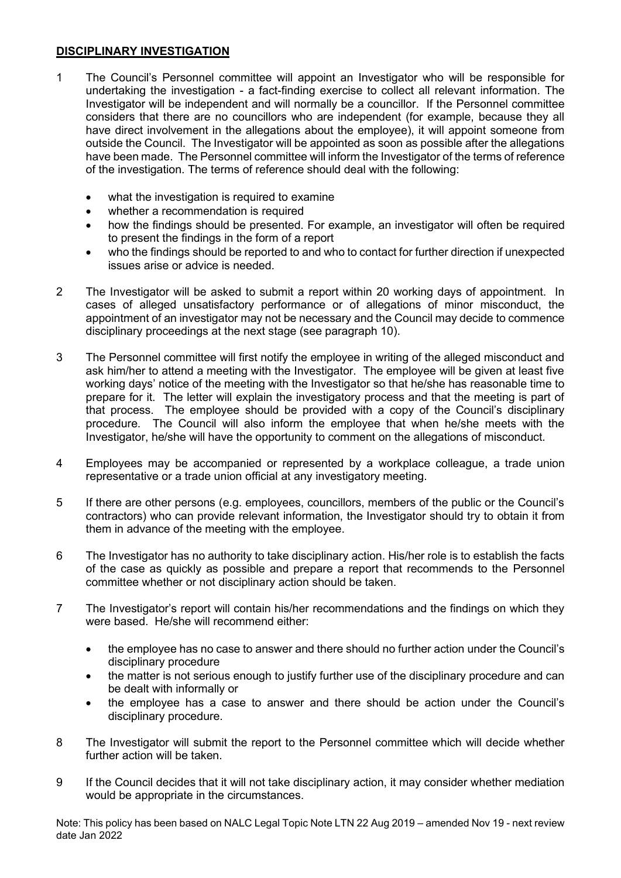## DISCIPLINARY INVESTIGATION

1 The Council's Personnel committee will appoint an Investigator who will be responsible for undertaking the investigation - a fact-finding exercise to collect all relevant information. The Investigator will be independent and will normally be a councillor. If the Personnel committee considers that there are no councillors who are independent (for example, because they all have direct involvement in the allegations about the employee), it will appoint someone from outside the Council. The Investigator will be appointed as soon as possible after the allegations have been made. The Personnel committee will inform the Investigator of the terms of reference of the investigation. The terms of reference should deal with the following:

- what the investigation is required to examine
- whether a recommendation is required
- how the findings should be presented. For example, an investigator will often be required to present the findings in the form of a report
- who the findings should be reported to and who to contact for further direction if unexpected issues arise or advice is needed.

2 The Investigator will be asked to submit a report within 20 working days of appointment. In cases of alleged unsatisfactory performance or of allegations of minor misconduct, the appointment of an investigator may not be necessary and the Council may decide to commence disciplinary proceedings at the next stage (see paragraph 10).

3 The Personnel committee will first notify the employee in writing of the alleged misconduct and ask him/her to attend a meeting with the Investigator. The employee will be given at least five working days' notice of the meeting with the Investigator so that he/she has reasonable time to prepare for it. The letter will explain the investigatory process and that the meeting is part of that process. The employee should be provided with a copy of the Council's disciplinary procedure. The Council will also inform the employee that when he/she meets with the Investigator, he/she will have the opportunity to comment on the allegations of misconduct.

4 Employees may be accompanied or represented by a workplace colleague, a trade union representative or a trade union official at any investigatory meeting.

5 If there are other persons (e.g. employees, councillors, members of the public or the Council's contractors) who can provide relevant information, the Investigator should try to obtain it from them in advance of the meeting with the employee.

6 The Investigator has no authority to take disciplinary action. His/her role is to establish the facts of the case as quickly as possible and prepare a report that recommends to the Personnel committee whether or not disciplinary action should be taken.

7 The Investigator's report will contain his/her recommendations and the findings on which they were based. He/she will recommend either:

- the employee has no case to answer and there should no further action under the Council's disciplinary procedure
- the matter is not serious enough to justify further use of the disciplinary procedure and can be dealt with informally or
- the employee has a case to answer and there should be action under the Council's disciplinary procedure.

8 The Investigator will submit the report to the Personnel committee which will decide whether further action will be taken.

9 If the Council decides that it will not take disciplinary action, it may consider whether mediation would be appropriate in the circumstances.

Note: This policy has been based on NALC Legal Topic Note LTN 22 Aug 2019 – amended Nov 19 - next review date Jan 2022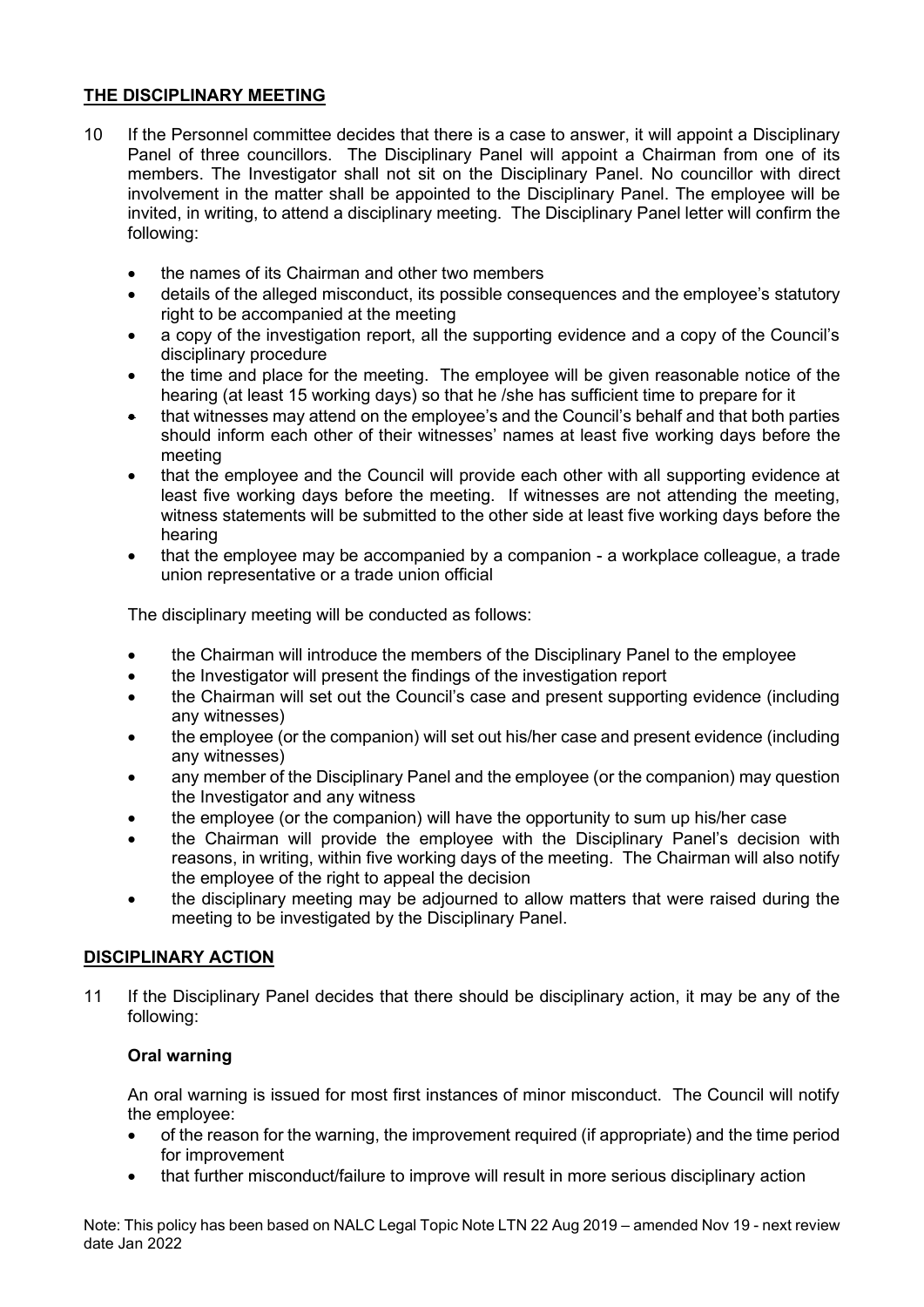## THE DISCIPLINARY MEETING

10 If the Personnel committee decides that there is a case to answer, it will appoint a Disciplinary Panel of three councillors. The Disciplinary Panel will appoint a Chairman from one of its members. The Investigator shall not sit on the Disciplinary Panel. No councillor with direct involvement in the matter shall be appointed to the Disciplinary Panel. The employee will be invited, in writing, to attend a disciplinary meeting. The Disciplinary Panel letter will confirm the following:

- the names of its Chairman and other two members
- details of the alleged misconduct, its possible consequences and the employee's statutory right to be accompanied at the meeting
- a copy of the investigation report, all the supporting evidence and a copy of the Council's disciplinary procedure
- the time and place for the meeting. The employee will be given reasonable notice of the hearing (at least 15 working days) so that he /she has sufficient time to prepare for it
- that witnesses may attend on the employee's and the Council's behalf and that both parties should inform each other of their witnesses' names at least five working days before the meeting
- that the employee and the Council will provide each other with all supporting evidence at least five working days before the meeting. If witnesses are not attending the meeting, witness statements will be submitted to the other side at least five working days before the hearing
- that the employee may be accompanied by a companion - a workplace colleague, a trade union representative or a trade union official

The disciplinary meeting will be conducted as follows:

- the Chairman will introduce the members of the Disciplinary Panel to the employee
- the Investigator will present the findings of the investigation report
- the Chairman will set out the Council's case and present supporting evidence (including any witnesses)
- the employee (or the companion) will set out his/her case and present evidence (including any witnesses)
- any member of the Disciplinary Panel and the employee (or the companion) may question the Investigator and any witness
- the employee (or the companion) will have the opportunity to sum up his/her case
- the Chairman will provide the employee with the Disciplinary Panel's decision with reasons, in writing, within five working days of the meeting. The Chairman will also notify the employee of the right to appeal the decision
- the disciplinary meeting may be adjourned to allow matters that were raised during the meeting to be investigated by the Disciplinary Panel.

## DISCIPLINARY ACTION

11 If the Disciplinary Panel decides that there should be disciplinary action, it may be any of the following:

### Oral warning

An oral warning is issued for most first instances of minor misconduct. The Council will notify the employee:

- of the reason for the warning, the improvement required (if appropriate) and the time period for improvement
- that further misconduct/failure to improve will result in more serious disciplinary action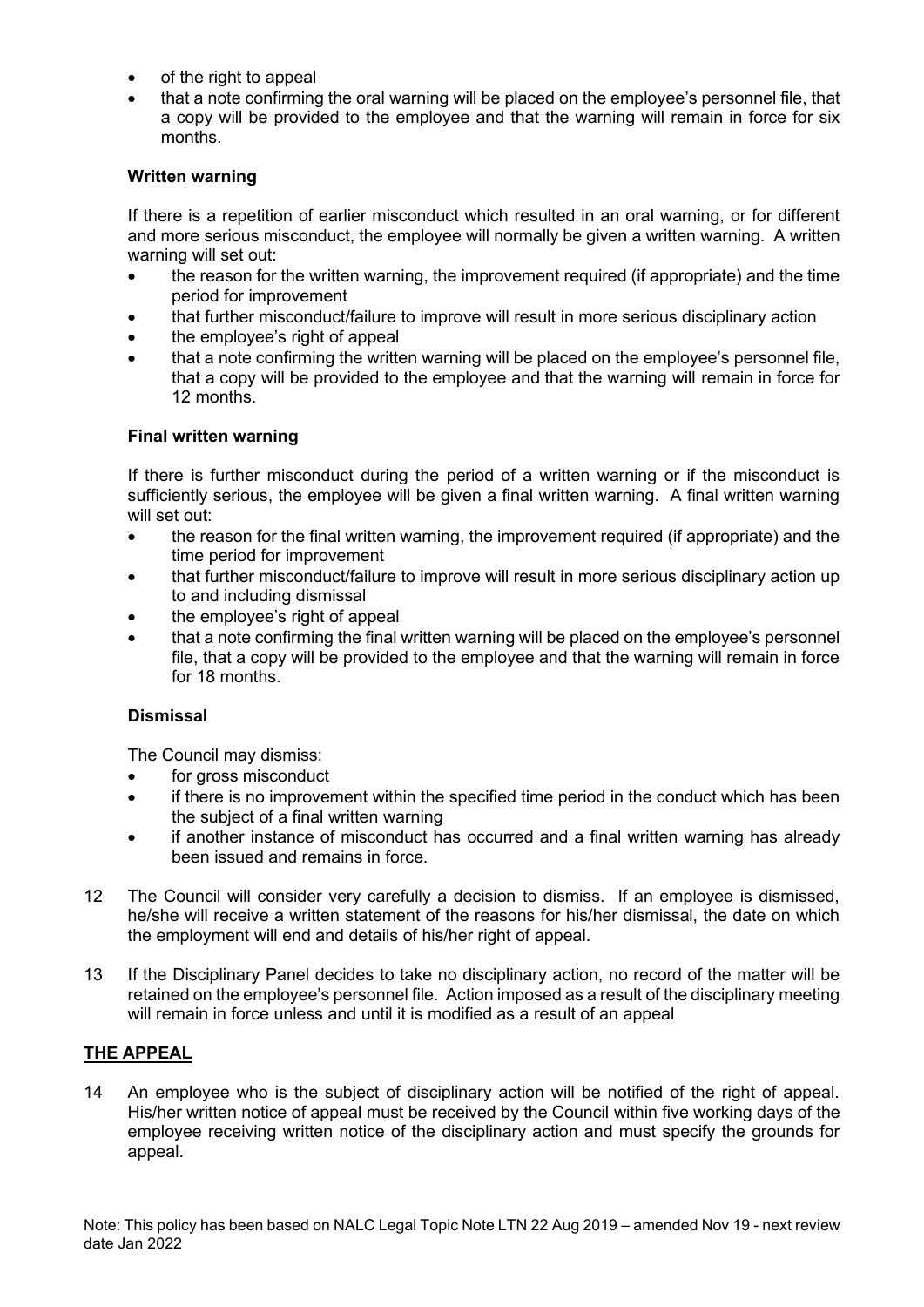- of the right to appeal
- that a note confirming the oral warning will be placed on the employee's personnel file, that a copy will be provided to the employee and that the warning will remain in force for six months.

**Written warning**

If there is a repetition of earlier misconduct which resulted in an oral warning, or for different and more serious misconduct, the employee will normally be given a written warning. A written warning will set out:

- the reason for the written warning, the improvement required (if appropriate) and the time period for improvement
- that further misconduct/failure to improve will result in more serious disciplinary action
- the employee's right of appeal
- that a note confirming the written warning will be placed on the employee's personnel file, that a copy will be provided to the employee and that the warning will remain in force for 12 months.

**Final written warning**

If there is further misconduct during the period of a written warning or if the misconduct is sufficiently serious, the employee will be given a final written warning. A final written warning will set out:

- the reason for the final written warning, the improvement required (if appropriate) and the time period for improvement
- that further misconduct/failure to improve will result in more serious disciplinary action up to and including dismissal
- the employee's right of appeal
- that a note confirming the final written warning will be placed on the employee's personnel file, that a copy will be provided to the employee and that the warning will remain in force for 18 months.

**Dismissal**

The Council may dismiss:

- for gross misconduct
- if there is no improvement within the specified time period in the conduct which has been the subject of a final written warning
- if another instance of misconduct has occurred and a final written warning has already been issued and remains in force.

12 The Council will consider very carefully a decision to dismiss. If an employee is dismissed, he/she will receive a written statement of the reasons for his/her dismissal, the date on which the employment will end and details of his/her right of appeal.

13 If the Disciplinary Panel decides to take no disciplinary action, no record of the matter will be retained on the employee's personnel file. Action imposed as a result of the disciplinary meeting will remain in force unless and until it is modified as a result of an appeal

## THE APPEAL

14 An employee who is the subject of disciplinary action will be notified of the right of appeal. His/her written notice of appeal must be received by the Council within five working days of the employee receiving written notice of the disciplinary action and must specify the grounds for appeal.

Note: This policy has been based on NALC Legal Topic Note LTN 22 Aug 2019 – amended Nov 19 - next review date Jan 2022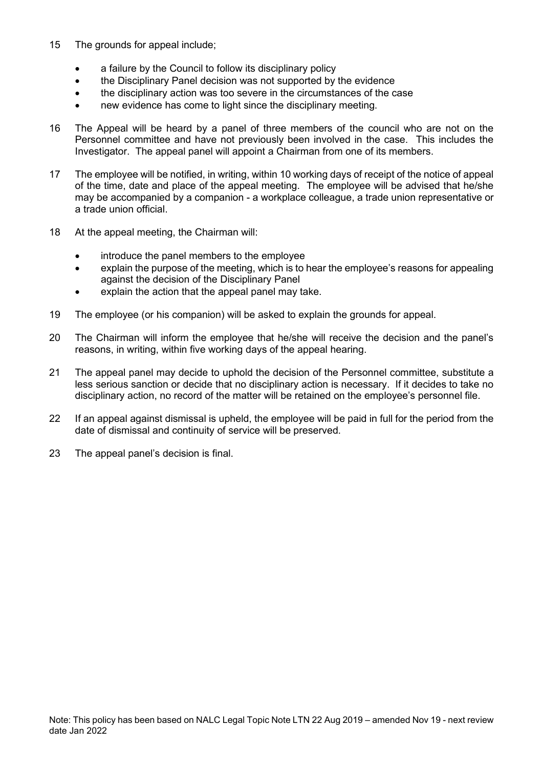15 The grounds for appeal include;

- a failure by the Council to follow its disciplinary policy
- the Disciplinary Panel decision was not supported by the evidence
- the disciplinary action was too severe in the circumstances of the case
- new evidence has come to light since the disciplinary meeting.

16 The Appeal will be heard by a panel of three members of the council who are not on the Personnel committee and have not previously been involved in the case. This includes the Investigator. The appeal panel will appoint a Chairman from one of its members.

17 The employee will be notified, in writing, within 10 working days of receipt of the notice of appeal of the time, date and place of the appeal meeting. The employee will be advised that he/she may be accompanied by a companion - a workplace colleague, a trade union representative or a trade union official.

18 At the appeal meeting, the Chairman will:

- introduce the panel members to the employee
- explain the purpose of the meeting, which is to hear the employee's reasons for appealing against the decision of the Disciplinary Panel
- explain the action that the appeal panel may take.

19 The employee (or his companion) will be asked to explain the grounds for appeal.

20 The Chairman will inform the employee that he/she will receive the decision and the panel's reasons, in writing, within five working days of the appeal hearing.

21 The appeal panel may decide to uphold the decision of the Personnel committee, substitute a less serious sanction or decide that no disciplinary action is necessary. If it decides to take no disciplinary action, no record of the matter will be retained on the employee's personnel file.

22 If an appeal against dismissal is upheld, the employee will be paid in full for the period from the date of dismissal and continuity of service will be preserved.

23 The appeal panel's decision is final.

Note: This policy has been based on NALC Legal Topic Note LTN 22 Aug 2019 – amended Nov 19 - next review date Jan 2022